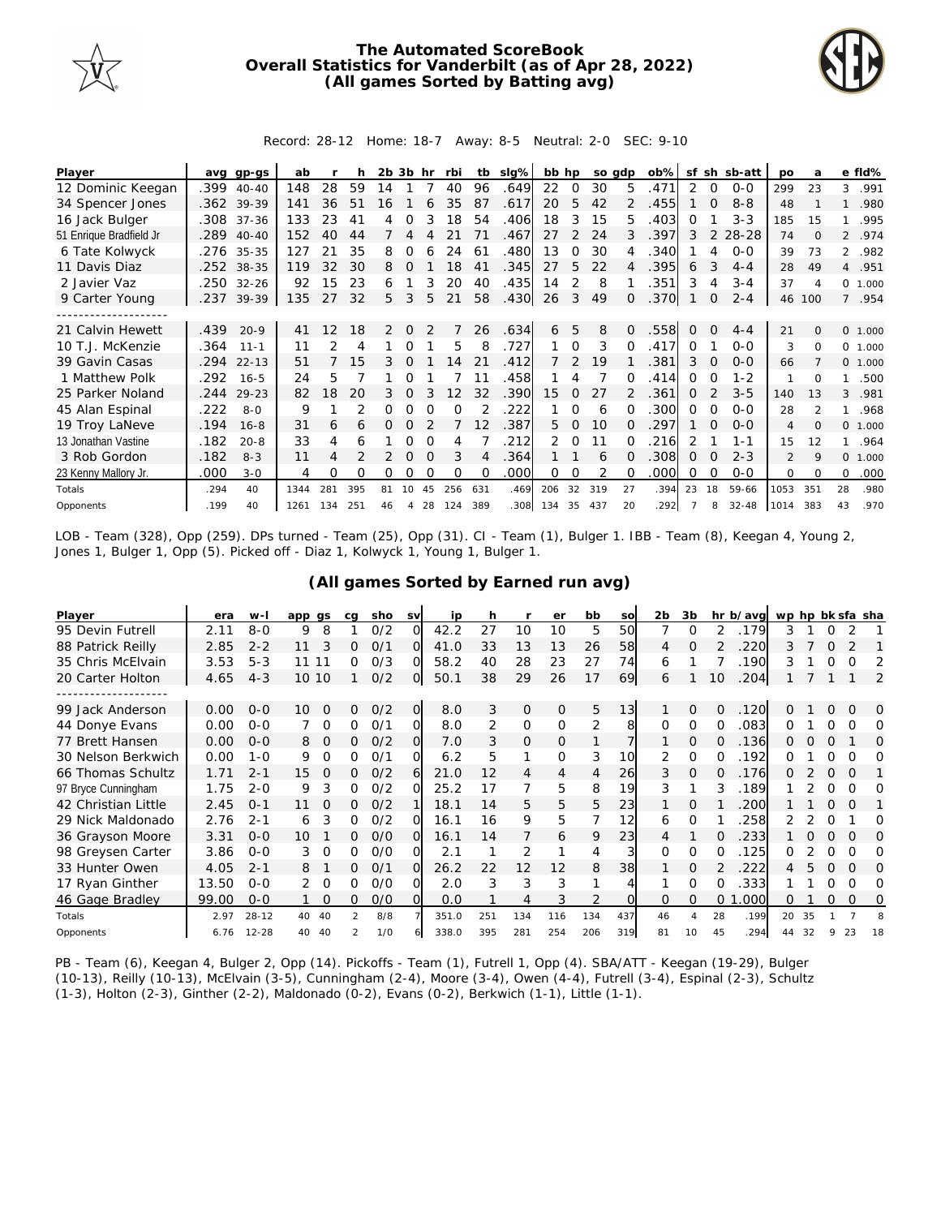# The Automated ScoreBook
## Overall Statistics for Vanderbilt (as of Apr 28, 2022)
### (All games Sorted by Batting avg)

Record: 28-12 Home: 18-7 Away: 8-5 Neutral: 2-0 SEC: 9-10

| Player | avg | gp-gs | ab | r | h | 2b | 3b | hr | rbi | tb | slg% | bb | hp | so | gdp | ob% | sf | sh | sb-att | po | a | e | fld% |
|---|---|---|---|---|---|---|---|---|---|---|---|---|---|---|---|---|---|---|---|---|---|---|---|
| 12 Dominic Keegan | .399 | 40-40 | 148 | 28 | 59 | 14 | 1 | 7 | 40 | 96 | .649 | 22 | 0 | 30 | 5 | .471 | 2 | 0 | 0-0 | 299 | 23 | 3 | .991 |
| 34 Spencer Jones | .362 | 39-39 | 141 | 36 | 51 | 16 | 1 | 6 | 35 | 87 | .617 | 20 | 5 | 42 | 2 | .455 | 1 | 0 | 8-8 | 48 | 1 | 1 | .980 |
| 16 Jack Bulger | .308 | 37-36 | 133 | 23 | 41 | 4 | 0 | 3 | 18 | 54 | .406 | 18 | 3 | 15 | 5 | .403 | 0 | 1 | 3-3 | 185 | 15 | 1 | .995 |
| 51 Enrique Bradfield Jr | .289 | 40-40 | 152 | 40 | 44 | 7 | 4 | 4 | 21 | 71 | .467 | 27 | 2 | 24 | 3 | .397 | 3 | 2 | 28-28 | 74 | 0 | 2 | .974 |
| 6 Tate Kolwyck | .276 | 35-35 | 127 | 21 | 35 | 8 | 0 | 6 | 24 | 61 | .480 | 13 | 0 | 30 | 4 | .340 | 1 | 4 | 0-0 | 39 | 73 | 2 | .982 |
| 11 Davis Diaz | .252 | 38-35 | 119 | 32 | 30 | 8 | 0 | 1 | 18 | 41 | .345 | 27 | 5 | 22 | 4 | .395 | 6 | 3 | 4-4 | 28 | 49 | 4 | .951 |
| 2 Javier Vaz | .250 | 32-26 | 92 | 15 | 23 | 6 | 1 | 3 | 20 | 40 | .435 | 14 | 2 | 8 | 1 | .351 | 3 | 4 | 3-4 | 37 | 4 | 0 | 1.000 |
| 9 Carter Young | .237 | 39-39 | 135 | 27 | 32 | 5 | 3 | 5 | 21 | 58 | .430 | 26 | 3 | 49 | 0 | .370 | 1 | 0 | 2-4 | 46 | 100 | 7 | .954 |
| 21 Calvin Hewett | .439 | 20-9 | 41 | 12 | 18 | 2 | 0 | 2 | 7 | 26 | .634 | 6 | 5 | 8 | 0 | .558 | 0 | 0 | 4-4 | 21 | 0 | 0 | 1.000 |
| 10 T.J. McKenzie | .364 | 11-1 | 11 | 2 | 4 | 1 | 0 | 1 | 5 | 8 | .727 | 1 | 0 | 3 | 0 | .417 | 0 | 1 | 0-0 | 3 | 0 | 0 | 1.000 |
| 39 Gavin Casas | .294 | 22-13 | 51 | 7 | 15 | 3 | 0 | 1 | 14 | 21 | .412 | 7 | 2 | 19 | 1 | .381 | 3 | 0 | 0-0 | 66 | 7 | 0 | 1.000 |
| 1 Matthew Polk | .292 | 16-5 | 24 | 5 | 7 | 1 | 0 | 1 | 7 | 11 | .458 | 1 | 4 | 7 | 0 | .414 | 0 | 0 | 1-2 | 1 | 0 | 1 | .500 |
| 25 Parker Noland | .244 | 29-23 | 82 | 18 | 20 | 3 | 0 | 3 | 12 | 32 | .390 | 15 | 0 | 27 | 2 | .361 | 0 | 2 | 3-5 | 140 | 13 | 3 | .981 |
| 45 Alan Espinal | .222 | 8-0 | 9 | 1 | 2 | 0 | 0 | 0 | 0 | 2 | .222 | 1 | 0 | 6 | 0 | .300 | 0 | 0 | 0-0 | 28 | 2 | 1 | .968 |
| 19 Troy LaNeve | .194 | 16-8 | 31 | 6 | 6 | 0 | 0 | 2 | 7 | 12 | .387 | 5 | 0 | 10 | 0 | .297 | 1 | 0 | 0-0 | 4 | 0 | 0 | 1.000 |
| 13 Jonathan Vastine | .182 | 20-8 | 33 | 4 | 6 | 1 | 0 | 0 | 4 | 7 | .212 | 2 | 0 | 11 | 0 | .216 | 2 | 1 | 1-1 | 15 | 12 | 1 | .964 |
| 3 Rob Gordon | .182 | 8-3 | 11 | 4 | 2 | 2 | 0 | 0 | 3 | 4 | .364 | 1 | 1 | 6 | 0 | .308 | 0 | 0 | 2-3 | 2 | 9 | 0 | 1.000 |
| 23 Kenny Mallory Jr. | .000 | 3-0 | 4 | 0 | 0 | 0 | 0 | 0 | 0 | 0 | .000 | 0 | 0 | 2 | 0 | .000 | 0 | 0 | 0-0 | 0 | 0 | 0 | .000 |
| Totals | .294 | 40 | 1344 | 281 | 395 | 81 | 10 | 45 | 256 | 631 | .469 | 206 | 32 | 319 | 27 | .394 | 23 | 18 | 59-66 | 1053 | 351 | 28 | .980 |
| Opponents | .199 | 40 | 1261 | 134 | 251 | 46 | 4 | 28 | 124 | 389 | .308 | 134 | 35 | 437 | 20 | .292 | 7 | 8 | 32-48 | 1014 | 383 | 43 | .970 |

LOB - Team (328), Opp (259). DPs turned - Team (25), Opp (31). CI - Team (1), Bulger 1. IBB - Team (8), Keegan 4, Young 2, Jones 1, Bulger 1, Opp (5). Picked off - Diaz 1, Kolwyck 1, Young 1, Bulger 1.

### (All games Sorted by Earned run avg)

| Player | era | w-l | app | gs | cg | sho | sv | ip | h | r | er | bb | so | 2b | 3b | hr | b/avg | wp | hp | bk | sfa | sha |
|---|---|---|---|---|---|---|---|---|---|---|---|---|---|---|---|---|---|---|---|---|---|---|
| 95 Devin Futrell | 2.11 | 8-0 | 9 | 8 | 1 | 0/2 | 0 | 42.2 | 27 | 10 | 10 | 5 | 50 | 7 | 0 | 2 | .179 | 3 | 1 | 0 | 2 | 1 |
| 88 Patrick Reilly | 2.85 | 2-2 | 11 | 3 | 0 | 0/1 | 0 | 41.0 | 33 | 13 | 13 | 26 | 58 | 4 | 0 | 2 | .220 | 3 | 7 | 0 | 2 | 1 |
| 35 Chris McElvain | 3.53 | 5-3 | 11 | 11 | 0 | 0/3 | 0 | 58.2 | 40 | 28 | 23 | 27 | 74 | 6 | 1 | 7 | .190 | 3 | 1 | 0 | 0 | 2 |
| 20 Carter Holton | 4.65 | 4-3 | 10 | 10 | 1 | 0/2 | 0 | 50.1 | 38 | 29 | 26 | 17 | 69 | 6 | 1 | 10 | .204 | 1 | 7 | 1 | 1 | 2 |
| 99 Jack Anderson | 0.00 | 0-0 | 10 | 0 | 0 | 0/2 | 0 | 8.0 | 3 | 0 | 0 | 5 | 13 | 1 | 0 | 0 | .120 | 0 | 1 | 0 | 0 | 0 |
| 44 Donye Evans | 0.00 | 0-0 | 7 | 0 | 0 | 0/1 | 0 | 8.0 | 2 | 0 | 0 | 2 | 8 | 0 | 0 | 0 | .083 | 0 | 1 | 0 | 0 | 0 |
| 77 Brett Hansen | 0.00 | 0-0 | 8 | 0 | 0 | 0/2 | 0 | 7.0 | 3 | 0 | 0 | 1 | 7 | 1 | 0 | 0 | .136 | 0 | 0 | 0 | 1 | 0 |
| 30 Nelson Berkwich | 0.00 | 1-0 | 9 | 0 | 0 | 0/1 | 0 | 6.2 | 5 | 1 | 0 | 3 | 10 | 2 | 0 | 0 | .192 | 0 | 1 | 0 | 0 | 0 |
| 66 Thomas Schultz | 1.71 | 2-1 | 15 | 0 | 0 | 0/2 | 6 | 21.0 | 12 | 4 | 4 | 4 | 26 | 3 | 0 | 0 | .176 | 0 | 2 | 0 | 0 | 1 |
| 97 Bryce Cunningham | 1.75 | 2-0 | 9 | 3 | 0 | 0/2 | 0 | 25.2 | 17 | 7 | 5 | 8 | 19 | 3 | 1 | 3 | .189 | 1 | 2 | 0 | 0 | 0 |
| 42 Christian Little | 2.45 | 0-1 | 11 | 0 | 0 | 0/2 | 1 | 18.1 | 14 | 5 | 5 | 5 | 23 | 1 | 0 | 1 | .200 | 1 | 1 | 0 | 0 | 1 |
| 29 Nick Maldonado | 2.76 | 2-1 | 6 | 3 | 0 | 0/2 | 0 | 16.1 | 16 | 9 | 5 | 7 | 12 | 6 | 0 | 1 | .258 | 2 | 2 | 0 | 1 | 0 |
| 36 Grayson Moore | 3.31 | 0-0 | 10 | 1 | 0 | 0/0 | 0 | 16.1 | 14 | 7 | 6 | 9 | 23 | 4 | 1 | 0 | .233 | 1 | 0 | 0 | 0 | 0 |
| 98 Greysen Carter | 3.86 | 0-0 | 3 | 0 | 0 | 0/0 | 0 | 2.1 | 1 | 2 | 1 | 4 | 3 | 0 | 0 | 0 | .125 | 0 | 2 | 0 | 0 | 0 |
| 33 Hunter Owen | 4.05 | 2-1 | 8 | 1 | 0 | 0/1 | 0 | 26.2 | 22 | 12 | 12 | 8 | 38 | 1 | 0 | 2 | .222 | 4 | 5 | 0 | 0 | 0 |
| 17 Ryan Ginther | 13.50 | 0-0 | 2 | 0 | 0 | 0/0 | 0 | 2.0 | 3 | 3 | 3 | 1 | 4 | 1 | 0 | 0 | .333 | 1 | 1 | 0 | 0 | 0 |
| 46 Gage Bradley | 99.00 | 0-0 | 1 | 0 | 0 | 0/0 | 0 | 0.0 | 1 | 4 | 3 | 2 | 0 | 0 | 0 | 0 | 1.000 | 0 | 1 | 0 | 0 | 0 |
| Totals | 2.97 | 28-12 | 40 | 40 | 2 | 8/8 | 7 | 351.0 | 251 | 134 | 116 | 134 | 437 | 46 | 4 | 28 | .199 | 20 | 35 | 1 | 7 | 8 |
| Opponents | 6.76 | 12-28 | 40 | 40 | 2 | 1/0 | 6 | 338.0 | 395 | 281 | 254 | 206 | 319 | 81 | 10 | 45 | .294 | 44 | 32 | 9 | 23 | 18 |

PB - Team (6), Keegan 4, Bulger 2, Opp (14). Pickoffs - Team (1), Futrell 1, Opp (4). SBA/ATT - Keegan (19-29), Bulger (10-13), Reilly (10-13), McElvain (3-5), Cunningham (2-4), Moore (3-4), Owen (4-4), Futrell (3-4), Espinal (2-3), Schultz (1-3), Holton (2-3), Ginther (2-2), Maldonado (0-2), Evans (0-2), Berkwich (1-1), Little (1-1).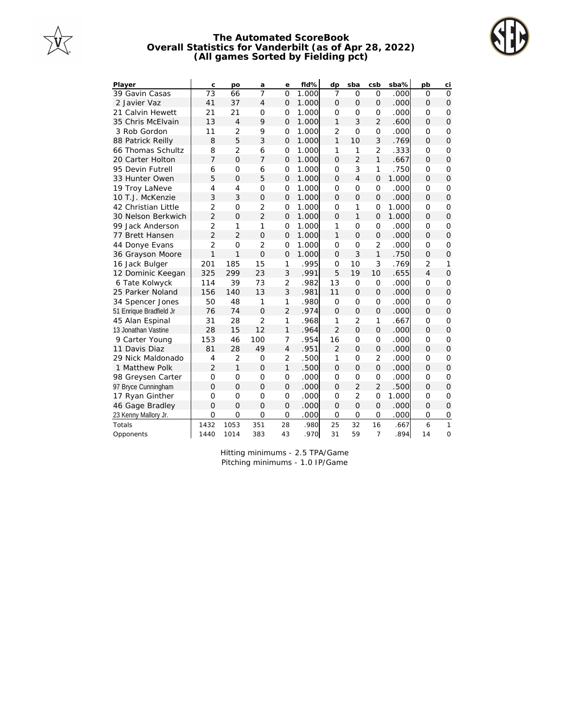# The Automated ScoreBook
## Overall Statistics for Vanderbilt (as of Apr 28, 2022)
### (All games Sorted by Fielding pct)

| Player | c | po | a | e | fld% | dp | sba | csb | sba% | pb | ci |
|---|---|---|---|---|---|---|---|---|---|---|---|
| 39 Gavin Casas | 73 | 66 | 7 | 0 | 1.000 | 7 | 0 | 0 | .000 | 0 | 0 |
| 2 Javier Vaz | 41 | 37 | 4 | 0 | 1.000 | 0 | 0 | 0 | .000 | 0 | 0 |
| 21 Calvin Hewett | 21 | 21 | 0 | 0 | 1.000 | 0 | 0 | 0 | .000 | 0 | 0 |
| 35 Chris McElvain | 13 | 4 | 9 | 0 | 1.000 | 1 | 3 | 2 | .600 | 0 | 0 |
| 3 Rob Gordon | 11 | 2 | 9 | 0 | 1.000 | 2 | 0 | 0 | .000 | 0 | 0 |
| 88 Patrick Reilly | 8 | 5 | 3 | 0 | 1.000 | 1 | 10 | 3 | .769 | 0 | 0 |
| 66 Thomas Schultz | 8 | 2 | 6 | 0 | 1.000 | 1 | 1 | 2 | .333 | 0 | 0 |
| 20 Carter Holton | 7 | 0 | 7 | 0 | 1.000 | 0 | 2 | 1 | .667 | 0 | 0 |
| 95 Devin Futrell | 6 | 0 | 6 | 0 | 1.000 | 0 | 3 | 1 | .750 | 0 | 0 |
| 33 Hunter Owen | 5 | 0 | 5 | 0 | 1.000 | 0 | 4 | 0 | 1.000 | 0 | 0 |
| 19 Troy LaNeve | 4 | 4 | 0 | 0 | 1.000 | 0 | 0 | 0 | .000 | 0 | 0 |
| 10 T.J. McKenzie | 3 | 3 | 0 | 0 | 1.000 | 0 | 0 | 0 | .000 | 0 | 0 |
| 42 Christian Little | 2 | 0 | 2 | 0 | 1.000 | 0 | 1 | 0 | 1.000 | 0 | 0 |
| 30 Nelson Berkwich | 2 | 0 | 2 | 0 | 1.000 | 0 | 1 | 0 | 1.000 | 0 | 0 |
| 99 Jack Anderson | 2 | 1 | 1 | 0 | 1.000 | 1 | 0 | 0 | .000 | 0 | 0 |
| 77 Brett Hansen | 2 | 2 | 0 | 0 | 1.000 | 1 | 0 | 0 | .000 | 0 | 0 |
| 44 Donye Evans | 2 | 0 | 2 | 0 | 1.000 | 0 | 0 | 2 | .000 | 0 | 0 |
| 36 Grayson Moore | 1 | 1 | 0 | 0 | 1.000 | 0 | 3 | 1 | .750 | 0 | 0 |
| 16 Jack Bulger | 201 | 185 | 15 | 1 | .995 | 0 | 10 | 3 | .769 | 2 | 1 |
| 12 Dominic Keegan | 325 | 299 | 23 | 3 | .991 | 5 | 19 | 10 | .655 | 4 | 0 |
| 6 Tate Kolwyck | 114 | 39 | 73 | 2 | .982 | 13 | 0 | 0 | .000 | 0 | 0 |
| 25 Parker Noland | 156 | 140 | 13 | 3 | .981 | 11 | 0 | 0 | .000 | 0 | 0 |
| 34 Spencer Jones | 50 | 48 | 1 | 1 | .980 | 0 | 0 | 0 | .000 | 0 | 0 |
| 51 Enrique Bradfield Jr | 76 | 74 | 0 | 2 | .974 | 0 | 0 | 0 | .000 | 0 | 0 |
| 45 Alan Espinal | 31 | 28 | 2 | 1 | .968 | 1 | 2 | 1 | .667 | 0 | 0 |
| 13 Jonathan Vastine | 28 | 15 | 12 | 1 | .964 | 2 | 0 | 0 | .000 | 0 | 0 |
| 9 Carter Young | 153 | 46 | 100 | 7 | .954 | 16 | 0 | 0 | .000 | 0 | 0 |
| 11 Davis Diaz | 81 | 28 | 49 | 4 | .951 | 2 | 0 | 0 | .000 | 0 | 0 |
| 29 Nick Maldonado | 4 | 2 | 0 | 2 | .500 | 1 | 0 | 2 | .000 | 0 | 0 |
| 1 Matthew Polk | 2 | 1 | 0 | 1 | .500 | 0 | 0 | 0 | .000 | 0 | 0 |
| 98 Greysen Carter | 0 | 0 | 0 | 0 | .000 | 0 | 0 | 0 | .000 | 0 | 0 |
| 97 Bryce Cunningham | 0 | 0 | 0 | 0 | .000 | 0 | 2 | 2 | .500 | 0 | 0 |
| 17 Ryan Ginther | 0 | 0 | 0 | 0 | .000 | 0 | 2 | 0 | 1.000 | 0 | 0 |
| 46 Gage Bradley | 0 | 0 | 0 | 0 | .000 | 0 | 0 | 0 | .000 | 0 | 0 |
| 23 Kenny Mallory Jr. | 0 | 0 | 0 | 0 | .000 | 0 | 0 | 0 | .000 | 0 | 0 |
| Totals | 1432 | 1053 | 351 | 28 | .980 | 25 | 32 | 16 | .667 | 6 | 1 |
| Opponents | 1440 | 1014 | 383 | 43 | .970 | 31 | 59 | 7 | .894 | 14 | 0 |

Hitting minimums - 2.5 TPA/Game
Pitching minimums - 1.0 IP/Game